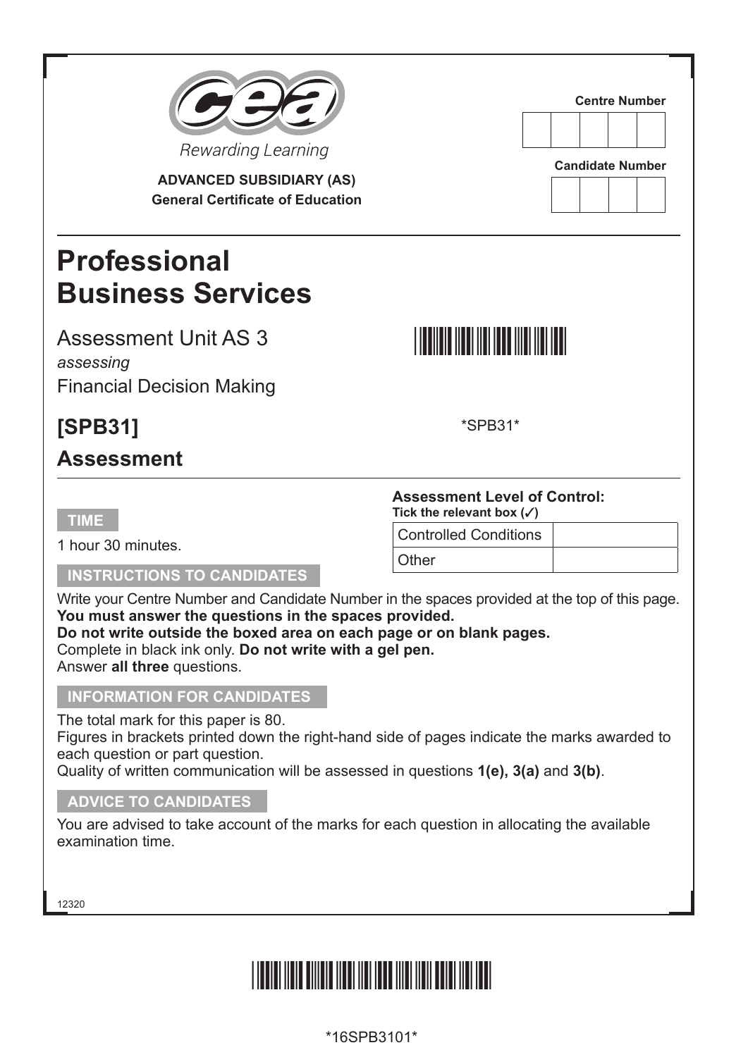Rewarding Learning

**ADVANCED SUBSIDIARY (AS)**
**General Certificate of Education**

Centre Number

| | | | | |
|---|---|---|---|---|
| | | | | |

Candidate Number

| | | | |
|---|---|---|---|
| | | | |

# Professional Business Services

Assessment Unit AS 3
*assessing*
Financial Decision Making

## [SPB31]

*SPB31*

## Assessment

**Assessment Level of Control:**
**Tick the relevant box (✓)**

| | |
|---|---|
| Controlled Conditions | |
| Other | |

**TIME**

1 hour 30 minutes.

**INSTRUCTIONS TO CANDIDATES**

Write your Centre Number and Candidate Number in the spaces provided at the top of this page.
**You must answer the questions in the spaces provided.**
**Do not write outside the boxed area on each page or on blank pages.**
Complete in black ink only. **Do not write with a gel pen.**
Answer **all three** questions.

**INFORMATION FOR CANDIDATES**

The total mark for this paper is 80.
Figures in brackets printed down the right-hand side of pages indicate the marks awarded to each question or part question.
Quality of written communication will be assessed in questions **1(e), 3(a)** and **3(b)**.

**ADVICE TO CANDIDATES**

You are advised to take account of the marks for each question in allocating the available examination time.

12320

*16SPB3101*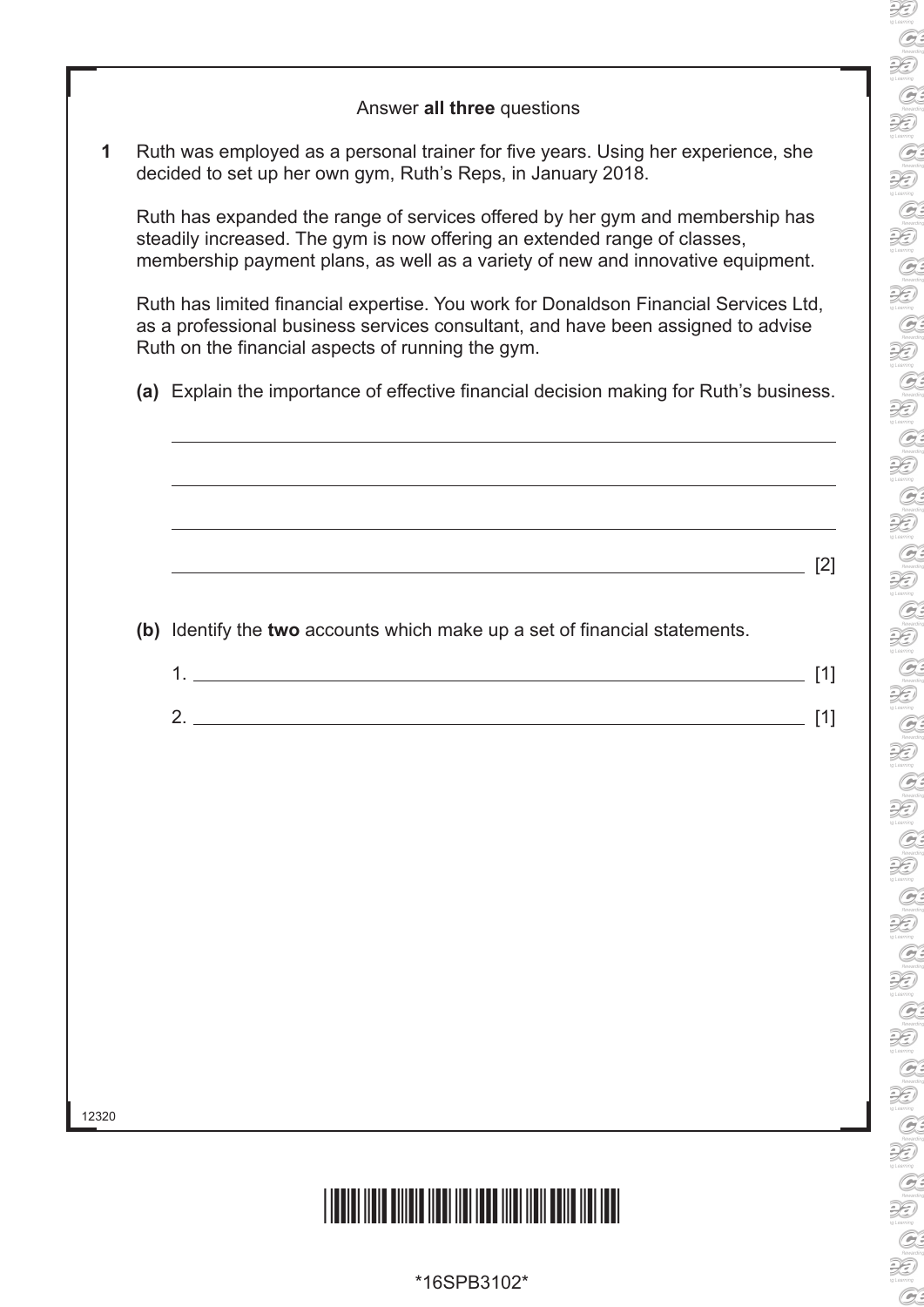Answer **all three** questions

**1** Ruth was employed as a personal trainer for five years. Using her experience, she decided to set up her own gym, Ruth's Reps, in January 2018.

Ruth has expanded the range of services offered by her gym and membership has steadily increased. The gym is now offering an extended range of classes, membership payment plans, as well as a variety of new and innovative equipment.

Ruth has limited financial expertise. You work for Donaldson Financial Services Ltd, as a professional business services consultant, and have been assigned to advise Ruth on the financial aspects of running the gym.

**(a)** Explain the importance of effective financial decision making for Ruth's business.

______________________________________________________________________

______________________________________________________________________

______________________________________________________________________

______________________________________________________________________ [2]

**(b)** Identify the **two** accounts which make up a set of financial statements.

1. ______________________________________________________________________ [1]

2. ______________________________________________________________________ [1]

12320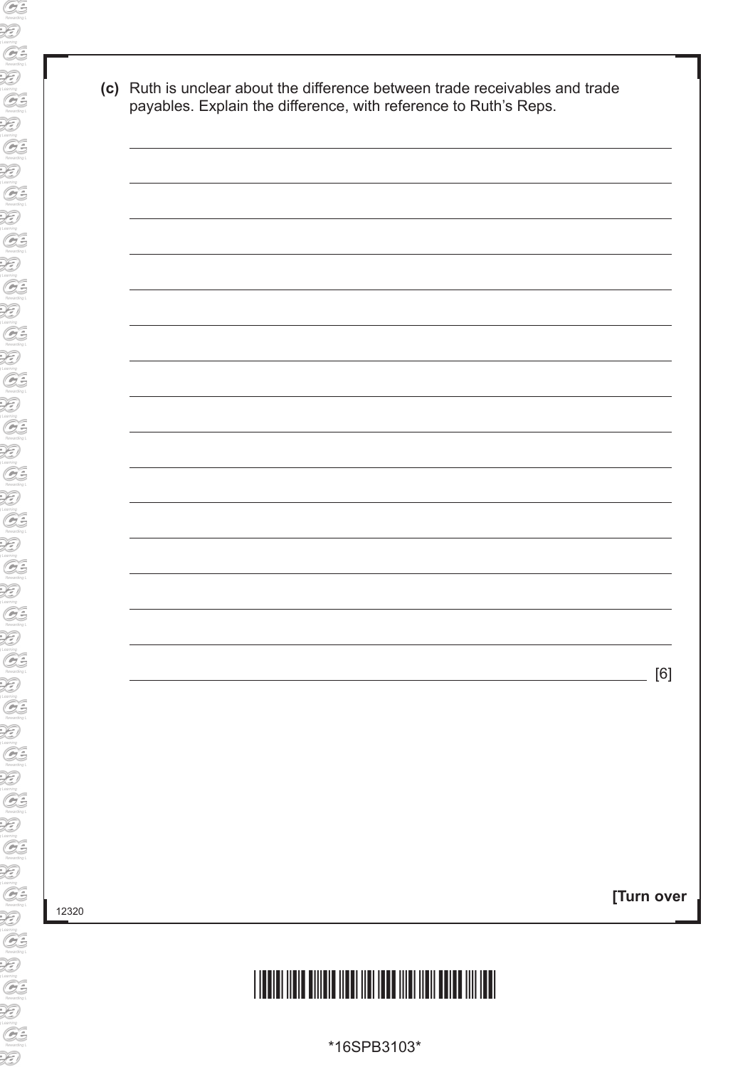**(c)** Ruth is unclear about the difference between trade receivables and trade payables. Explain the difference, with reference to Ruth's Reps.

[6]

**[Turn over**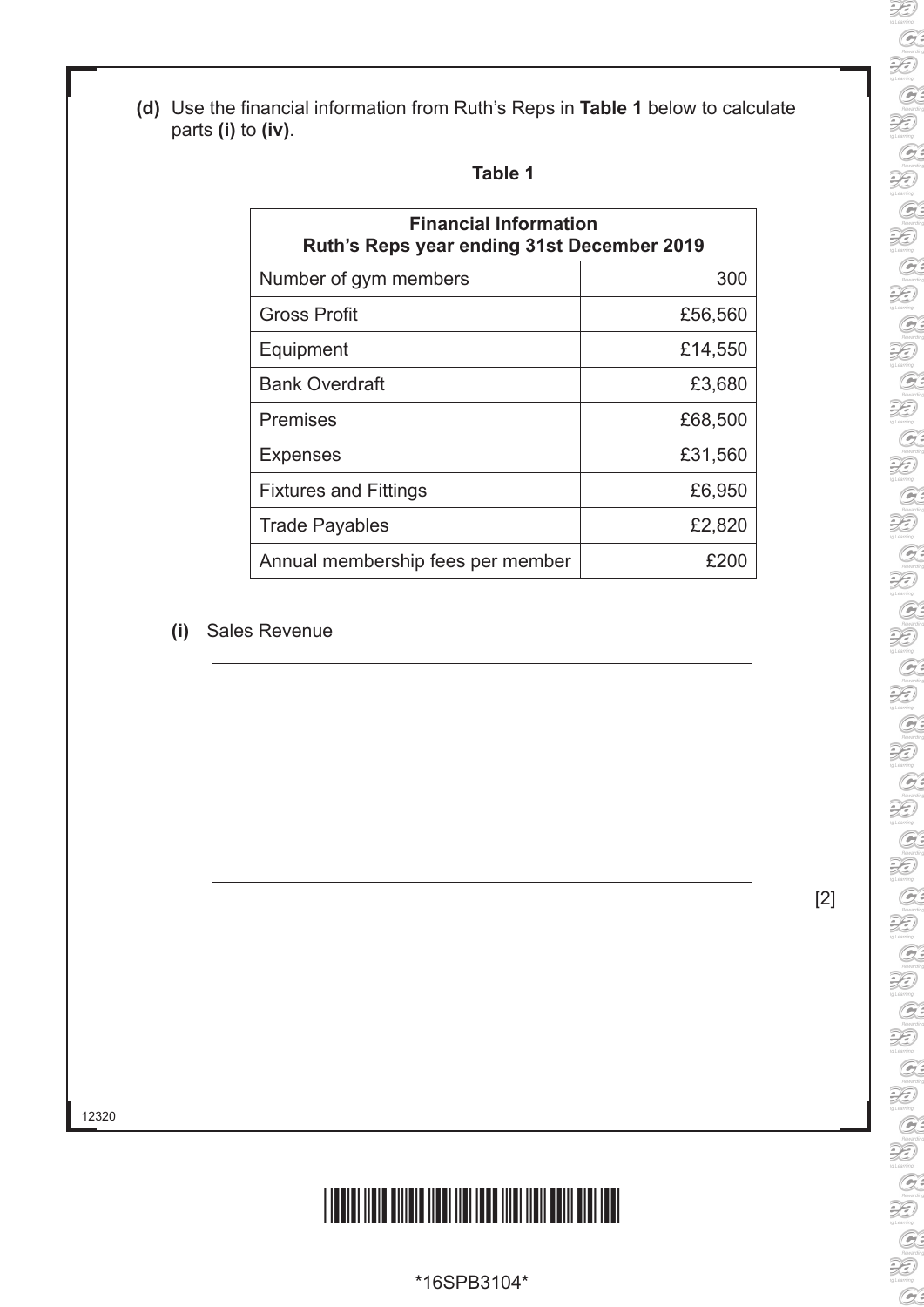**(d)** Use the financial information from Ruth's Reps in **Table 1** below to calculate parts **(i)** to **(iv)**.

**Table 1**

| Financial Information Ruth's Reps year ending 31st December 2019 | |
|---|---|
| Number of gym members | 300 |
| Gross Profit | £56,560 |
| Equipment | £14,550 |
| Bank Overdraft | £3,680 |
| Premises | £68,500 |
| Expenses | £31,560 |
| Fixtures and Fittings | £6,950 |
| Trade Payables | £2,820 |
| Annual membership fees per member | £200 |

**(i)** Sales Revenue

[2]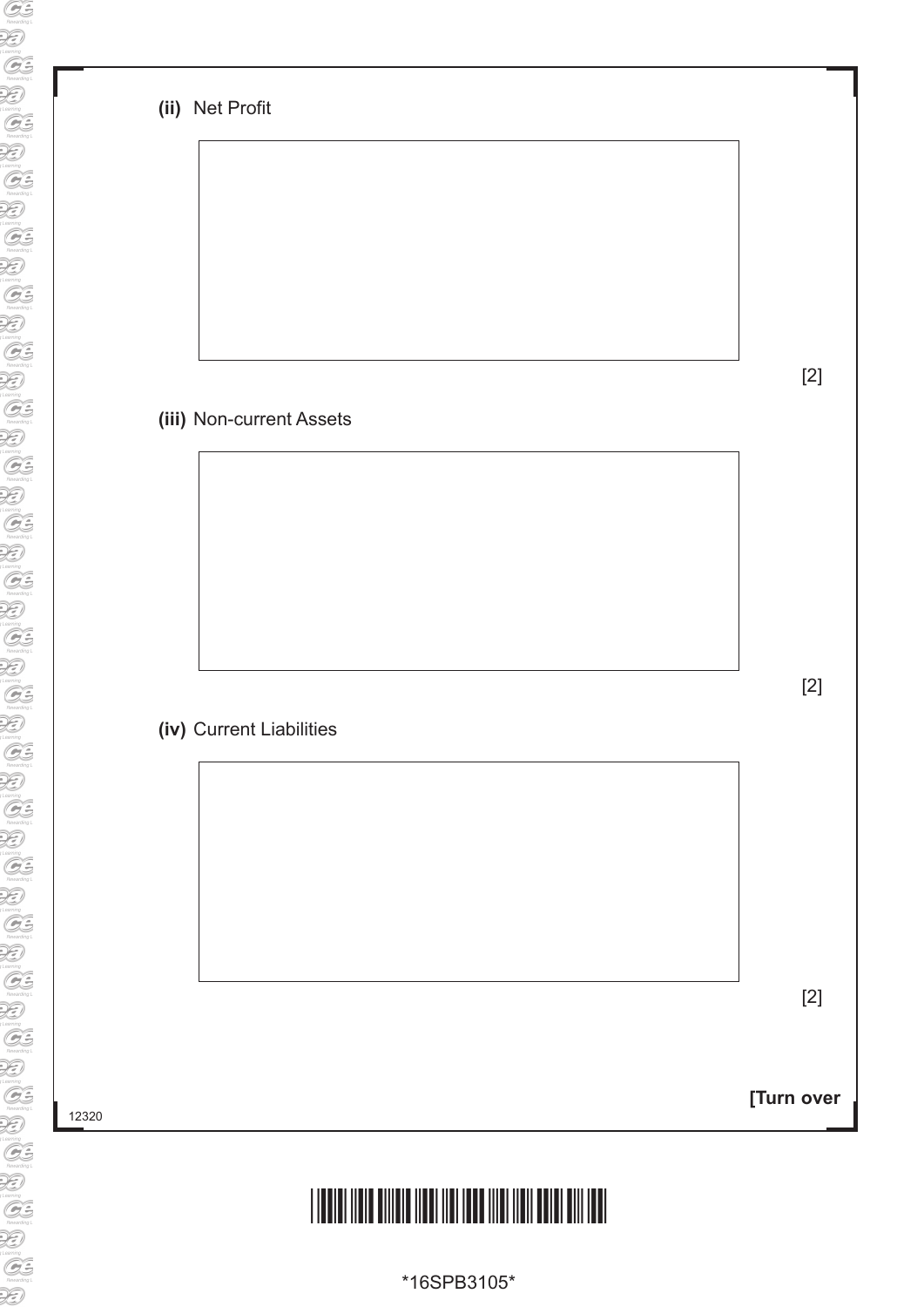**(ii)** Net Profit

[2]

**(iii)** Non-current Assets

[2]

**(iv)** Current Liabilities

[2]

**[Turn over**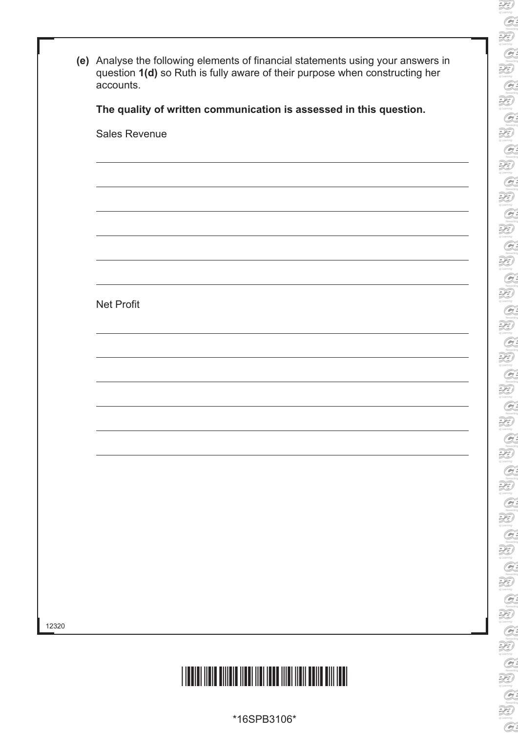**(e)** Analyse the following elements of financial statements using your answers in question **1(d)** so Ruth is fully aware of their purpose when constructing her accounts.

**The quality of written communication is assessed in this question.**

Sales Revenue

Net Profit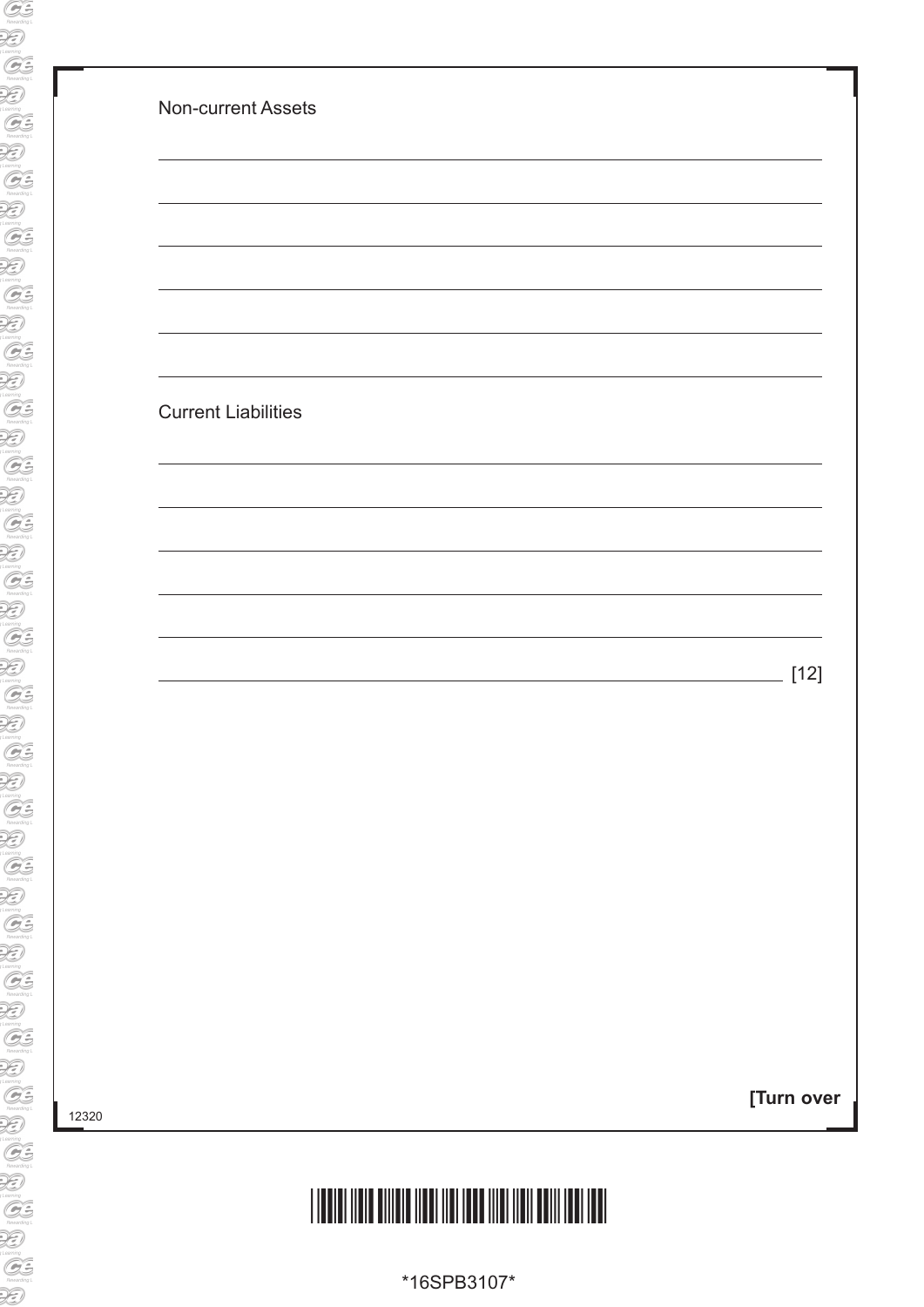Non-current Assets

Current Liabilities

[12]

[Turn over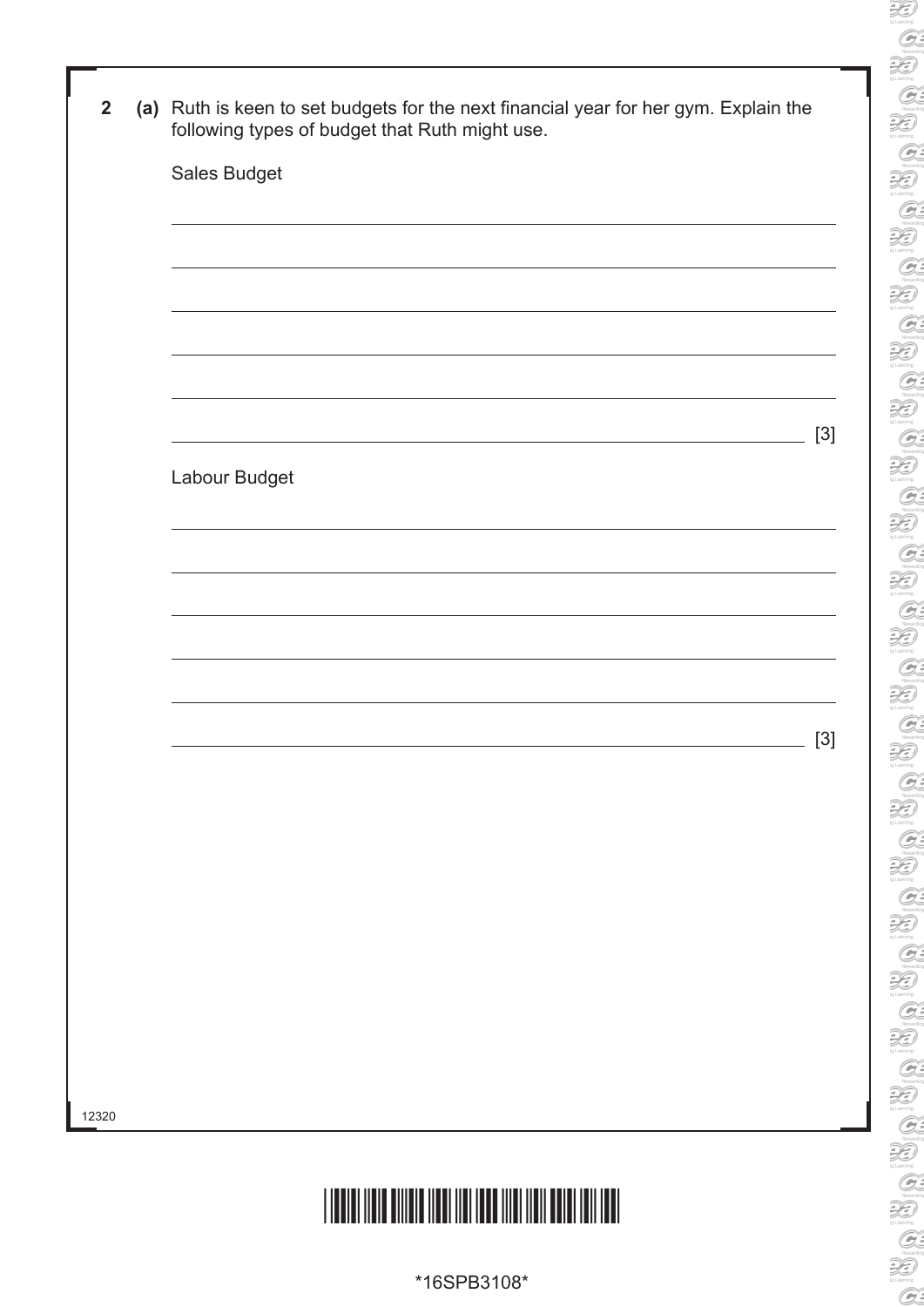**2 (a)** Ruth is keen to set budgets for the next financial year for her gym. Explain the following types of budget that Ruth might use.

Sales Budget

[3]

Labour Budget

[3]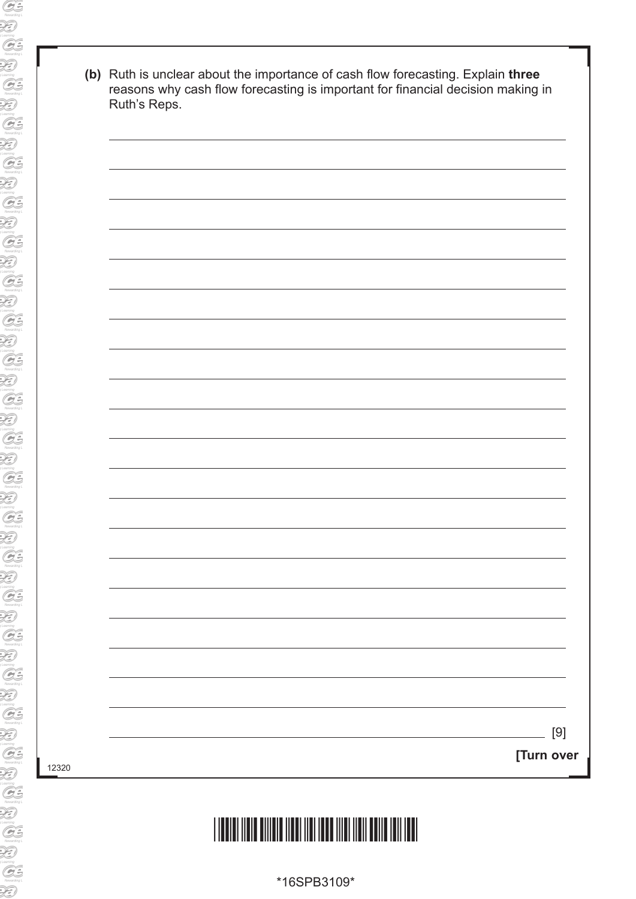**(b)** Ruth is unclear about the importance of cash flow forecasting. Explain **three** reasons why cash flow forecasting is important for financial decision making in Ruth's Reps.

[9]

**[Turn over**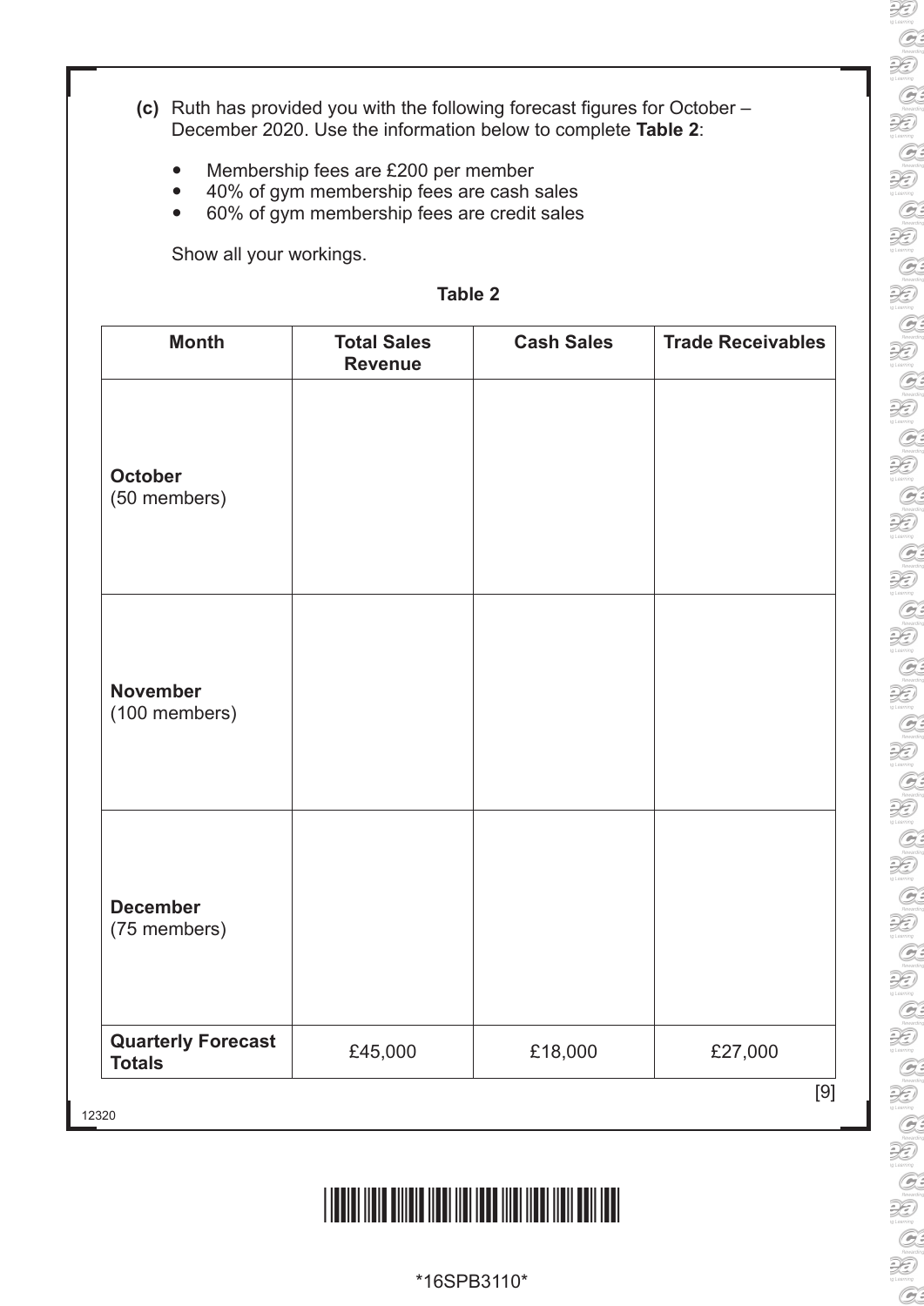**(c)** Ruth has provided you with the following forecast figures for October – December 2020. Use the information below to complete **Table 2**:

- Membership fees are £200 per member
- 40% of gym membership fees are cash sales
- 60% of gym membership fees are credit sales

Show all your workings.

**Table 2**

| Month | Total Sales Revenue | Cash Sales | Trade Receivables |
|---|---|---|---|
| **October** (50 members) | | | |
| **November** (100 members) | | | |
| **December** (75 members) | | | |
| **Quarterly Forecast Totals** | £45,000 | £18,000 | £27,000 |

[9]

12320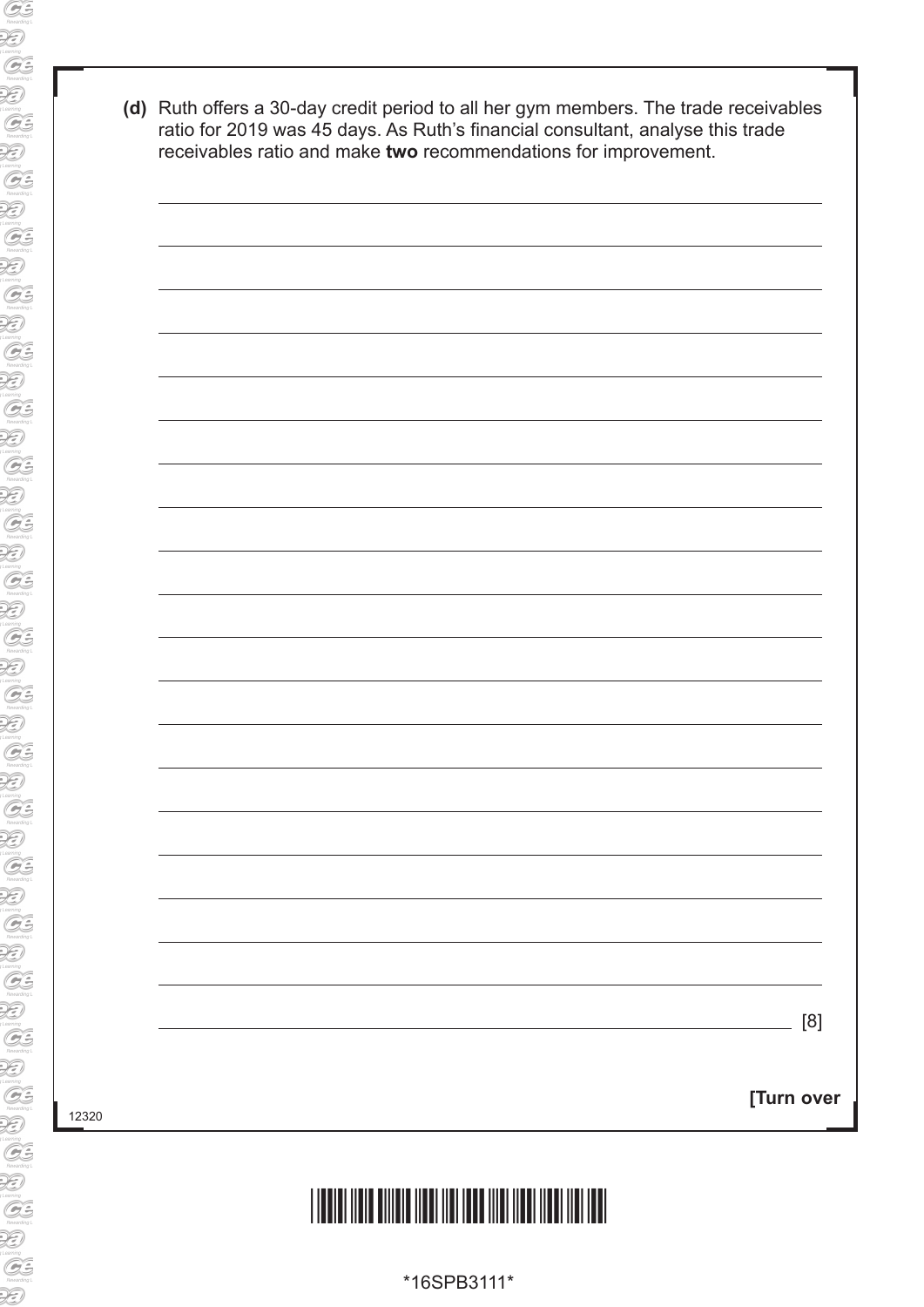**(d)** Ruth offers a 30-day credit period to all her gym members. The trade receivables ratio for 2019 was 45 days. As Ruth's financial consultant, analyse this trade receivables ratio and make **two** recommendations for improvement.

[8]

**[Turn over**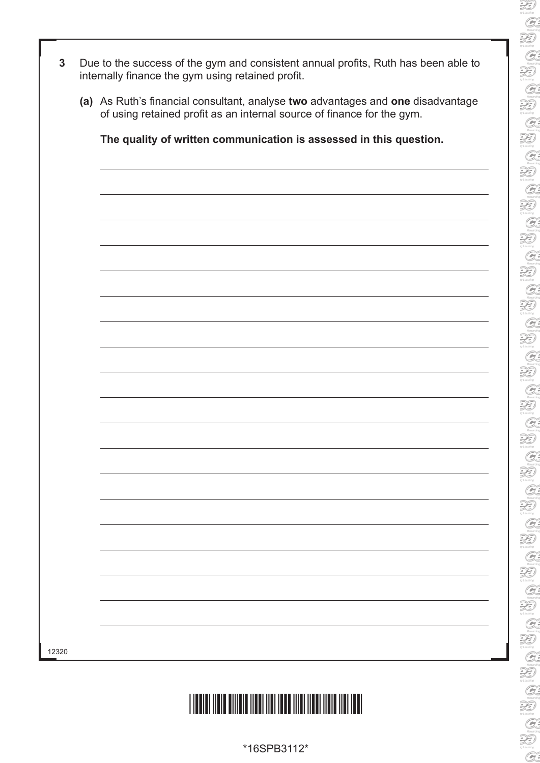**3** Due to the success of the gym and consistent annual profits, Ruth has been able to internally finance the gym using retained profit.

**(a)** As Ruth's financial consultant, analyse **two** advantages and **one** disadvantage of using retained profit as an internal source of finance for the gym.

**The quality of written communication is assessed in this question.**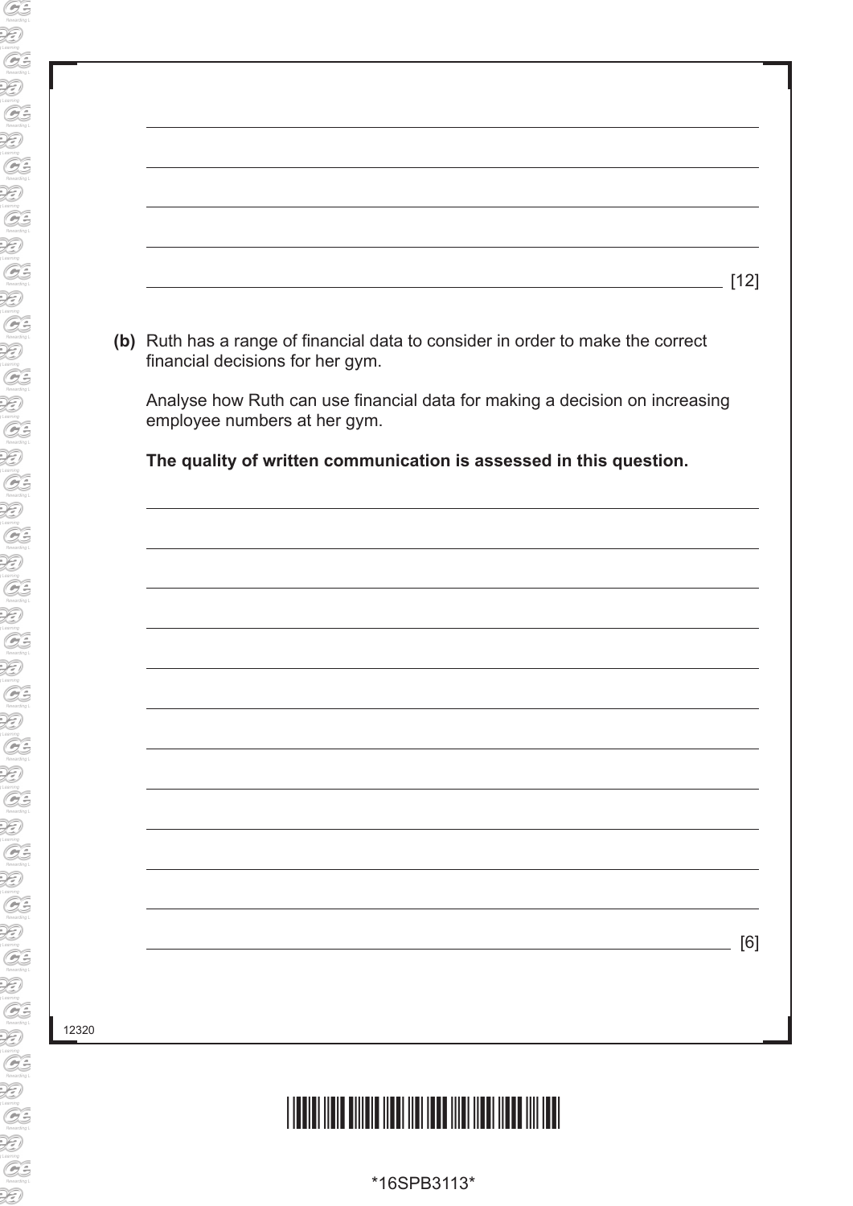[12]

**(b)** Ruth has a range of financial data to consider in order to make the correct financial decisions for her gym.

Analyse how Ruth can use financial data for making a decision on increasing employee numbers at her gym.

**The quality of written communication is assessed in this question.**

[6]

12320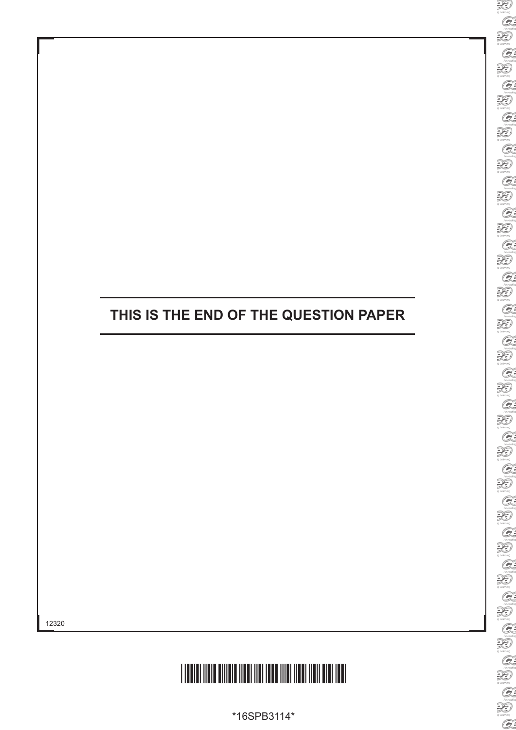**THIS IS THE END OF THE QUESTION PAPER**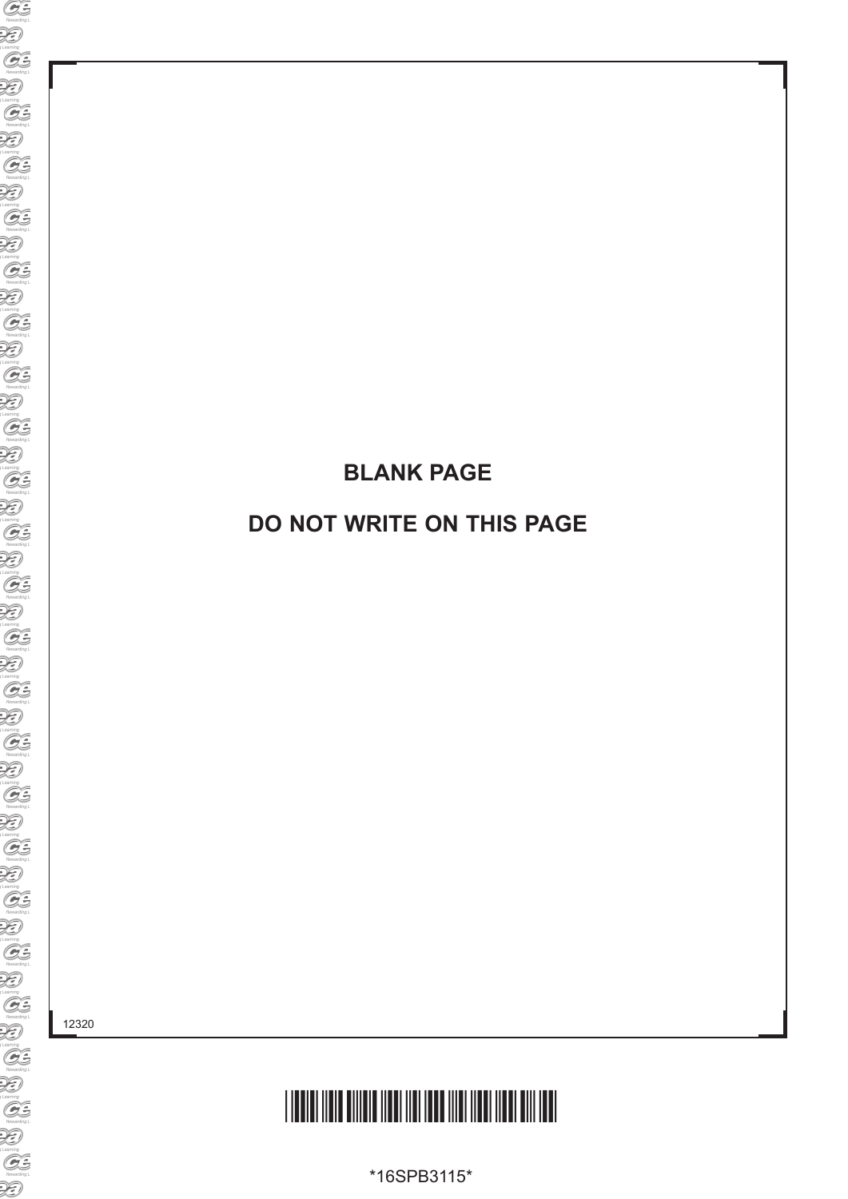**BLANK PAGE**

**DO NOT WRITE ON THIS PAGE**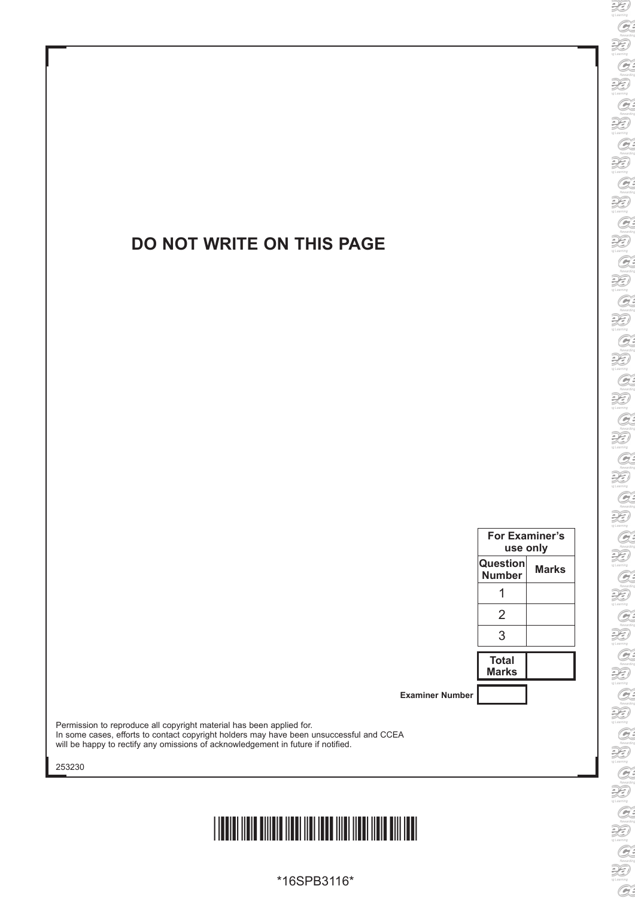**DO NOT WRITE ON THIS PAGE**

| For Examiner's use only | |
|---|---|
| Question Number | Marks |
| 1 | |
| 2 | |
| 3 | |
| Total Marks | |

Examiner Number

Permission to reproduce all copyright material has been applied for.
In some cases, efforts to contact copyright holders may have been unsuccessful and CCEA will be happy to rectify any omissions of acknowledgement in future if notified.

253230

*16SPB3116*